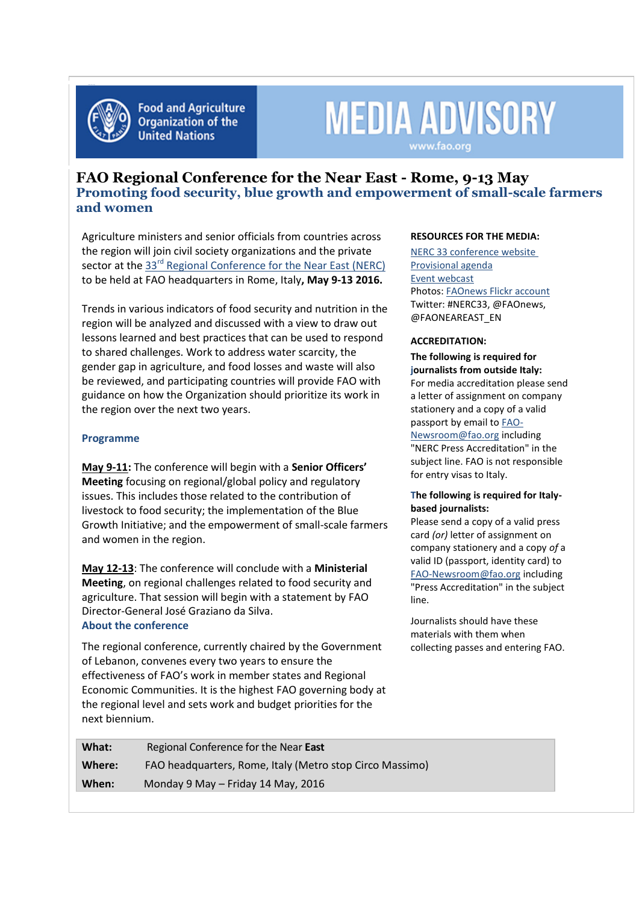Food and Agriculture Organization of the United Nations

# MEDIA ADVISORY

www.fao.org

# FAO Regional Conference for the Near East - Rome, 9-13 May

## Promoting food security, blue growth and empowerment of small-scale farmers and women

Agriculture ministers and senior officials from countries across the region will join civil society organizations and the private sector at the 33rd Regional Conference for the Near East (NERC) to be held at FAO headquarters in Rome, Italy**, May 9-13 2016.**

Trends in various indicators of food security and nutrition in the region will be analyzed and discussed with a view to draw out lessons learned and best practices that can be used to respond to shared challenges. Work to address water scarcity, the gender gap in agriculture, and food losses and waste will also be reviewed, and participating countries will provide FAO with guidance on how the Organization should prioritize its work in the region over the next two years.

### Programme

**May 9-11:** The conference will begin with a **Senior Officers' Meeting** focusing on regional/global policy and regulatory issues. This includes those related to the contribution of livestock to food security; the implementation of the Blue Growth Initiative; and the empowerment of small-scale farmers and women in the region.

**May 12-13**: The conference will conclude with a **Ministerial Meeting**, on regional challenges related to food security and agriculture. That session will begin with a statement by FAO Director-General José Graziano da Silva.

### About the conference

The regional conference, currently chaired by the Government of Lebanon, convenes every two years to ensure the effectiveness of FAO's work in member states and Regional Economic Communities. It is the highest FAO governing body at the regional level and sets work and budget priorities for the next biennium.

**RESOURCES FOR THE MEDIA:**

NERC 33 conference website
Provisional agenda
Event webcast
Photos: FAOnews Flickr account
Twitter: #NERC33, @FAOnews, @FAONEAREAST_EN

**ACCREDITATION:**

**The following is required for journalists from outside Italy:**
For media accreditation please send a letter of assignment on company stationery and a copy of a valid passport by email to FAO-Newsroom@fao.org including "NERC Press Accreditation" in the subject line. FAO is not responsible for entry visas to Italy.

**The following is required for Italy-based journalists:**
Please send a copy of a valid press card *(or)* letter of assignment on company stationery and a copy *of* a valid ID (passport, identity card) to FAO-Newsroom@fao.org including "Press Accreditation" in the subject line.

Journalists should have these materials with them when collecting passes and entering FAO.

| | |
|---|---|
| **What:** | Regional Conference for the Near **East** |
| **Where:** | FAO headquarters, Rome, Italy (Metro stop Circo Massimo) |
| **When:** | Monday 9 May – Friday 14 May, 2016 |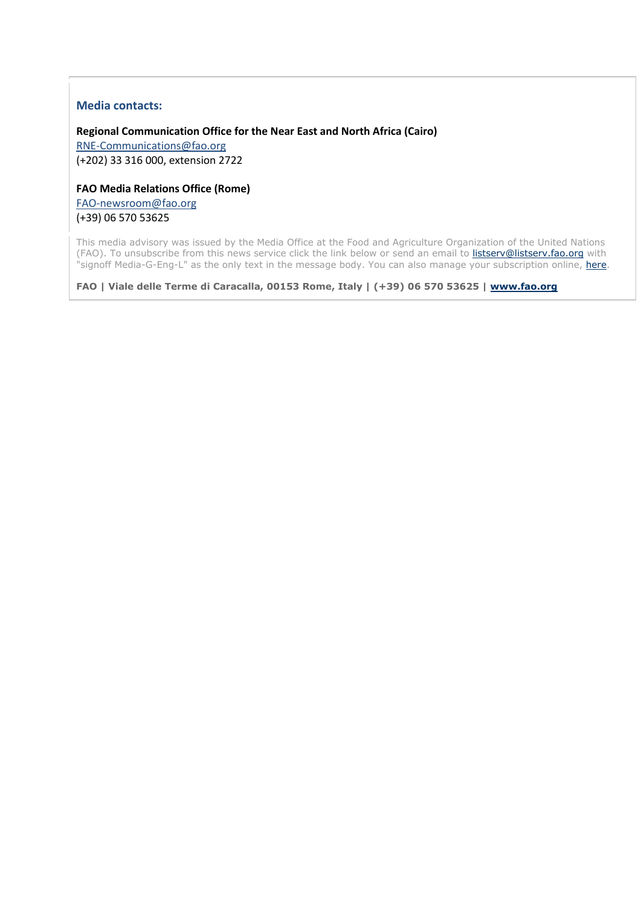## Media contacts:

**Regional Communication Office for the Near East and North Africa (Cairo)**
RNE-Communications@fao.org
(+202) 33 316 000, extension 2722

**FAO Media Relations Office (Rome)**
FAO-newsroom@fao.org
(+39) 06 570 53625

This media advisory was issued by the Media Office at the Food and Agriculture Organization of the United Nations (FAO). To unsubscribe from this news service click the link below or send an email to listserv@listserv.fao.org with "signoff Media-G-Eng-L" as the only text in the message body. You can also manage your subscription online, here.

**FAO | Viale delle Terme di Caracalla, 00153 Rome, Italy | (+39) 06 570 53625 | www.fao.org**